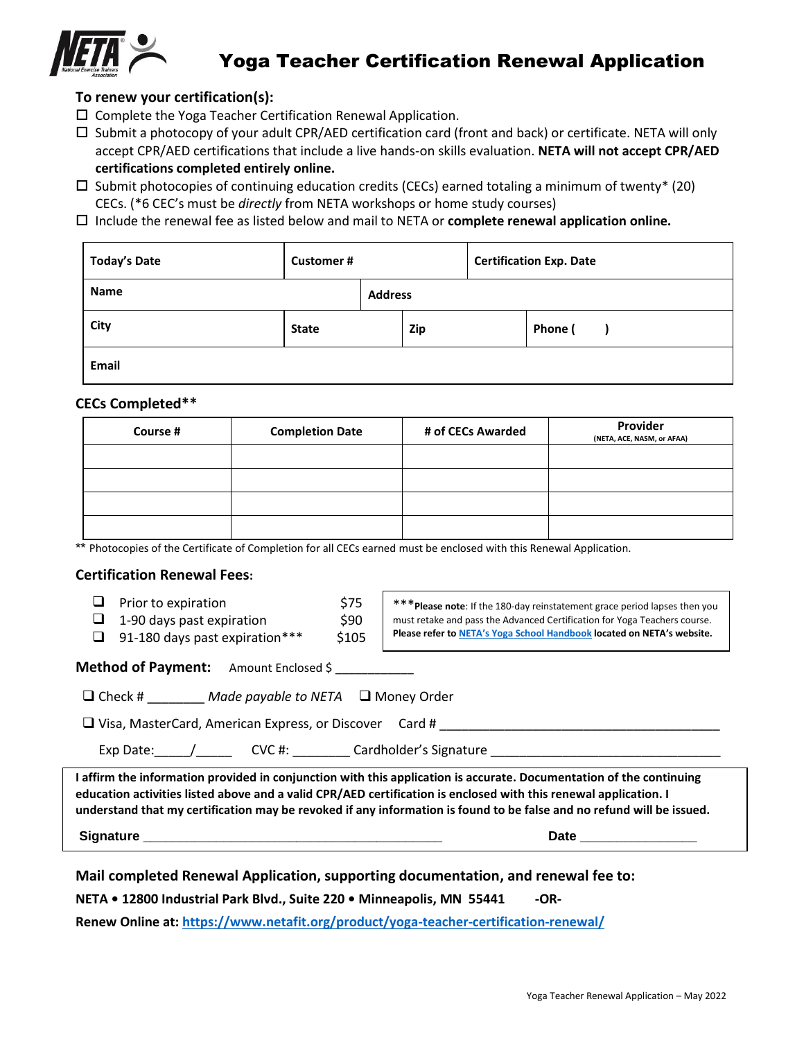# Yoga Teacher Certification Renewal Application

**To renew your certification(s):**

- ☐ Complete the Yoga Teacher Certification Renewal Application.
- ☐ Submit a photocopy of your adult CPR/AED certification card (front and back) or certificate. NETA will only accept CPR/AED certifications that include a live hands-on skills evaluation. **NETA will not accept CPR/AED certifications completed entirely online.**
- ☐ Submit photocopies of continuing education credits (CECs) earned totaling a minimum of twenty* (20) CECs. (*6 CEC's must be *directly* from NETA workshops or home study courses)
- ☐ Include the renewal fee as listed below and mail to NETA or **complete renewal application online.**

| **Today's Date** | | **Customer #** | | **Certification Exp. Date** |
|---|---|---|---|---|
| **Name** | | **Address** | | |
| **City** | **State** | **Zip** | | **Phone (   )** |
| **Email** | | | | |

### CECs Completed**

| Course # | Completion Date | # of CECs Awarded | Provider (NETA, ACE, NASM, or AFAA) |
|---|---|---|---|
| | | | |
| | | | |
| | | | |
| | | | |

** Photocopies of the Certificate of Completion for all CECs earned must be enclosed with this Renewal Application.

### Certification Renewal Fees:

- ❑ Prior to expiration $75
- ❑ 1-90 days past expiration $90
- ❑ 91-180 days past expiration*** $105

***Please note: If the 180-day reinstatement grace period lapses then you must retake and pass the Advanced Certification for Yoga Teachers course. **Please refer to NETA's Yoga School Handbook located on NETA's website.**

**Method of Payment:** Amount Enclosed $ ___________

❑ Check # ________ *Made payable to NETA* ❑ Money Order

❑ Visa, MasterCard, American Express, or Discover Card # ________________________________________

Exp Date:_____/_____ CVC #: ________ Cardholder's Signature ________________________________

**I affirm the information provided in conjunction with this application is accurate. Documentation of the continuing education activities listed above and a valid CPR/AED certification is enclosed with this renewal application. I understand that my certification may be revoked if any information is found to be false and no refund will be issued.**

**Signature** ____________________________________________ **Date** ________________

**Mail completed Renewal Application, supporting documentation, and renewal fee to:**

**NETA • 12800 Industrial Park Blvd., Suite 220 • Minneapolis, MN 55441 -OR-**

**Renew Online at: https://www.netafit.org/product/yoga-teacher-certification-renewal/**

Yoga Teacher Renewal Application – May 2022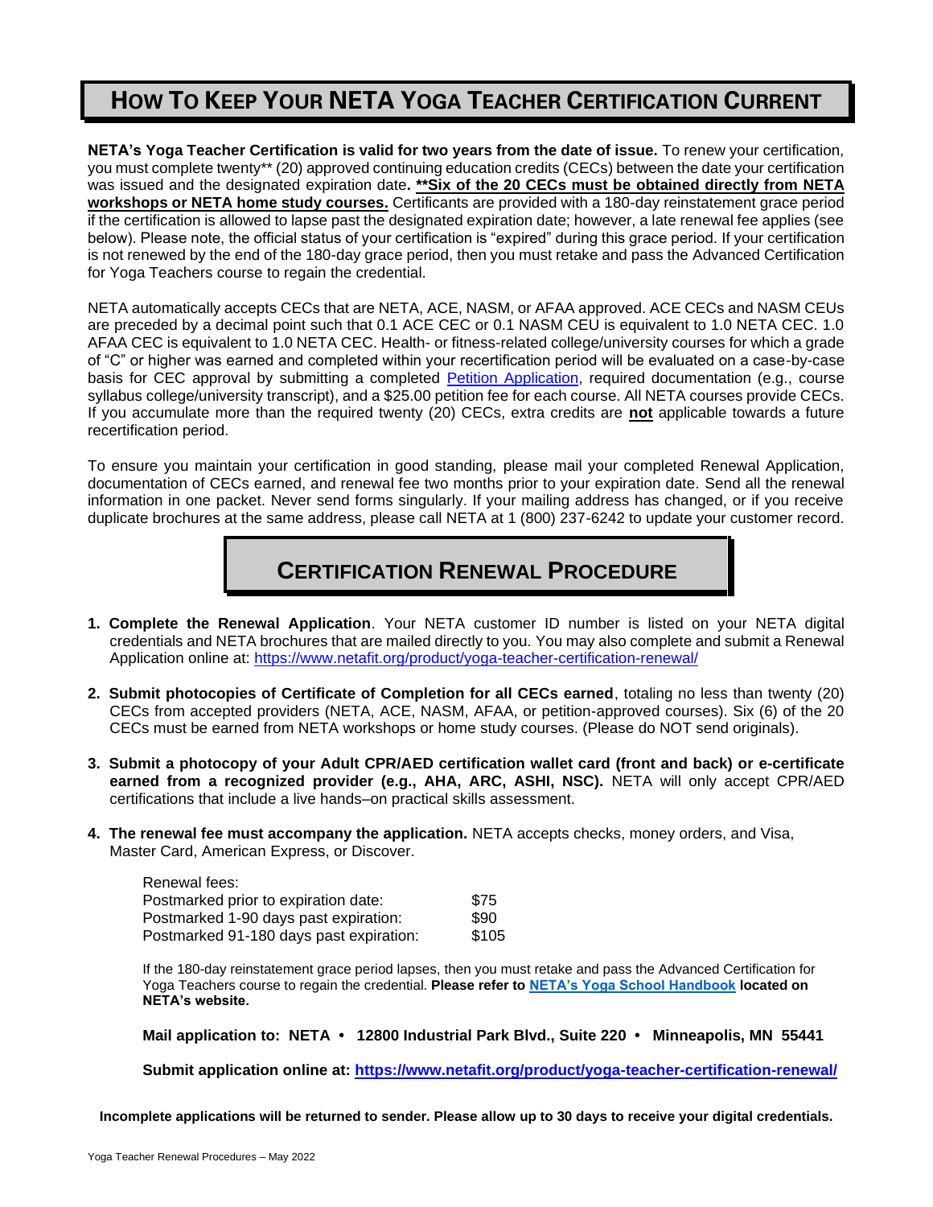# How To Keep Your NETA Yoga Teacher Certification Current

**NETA's Yoga Teacher Certification is valid for two years from the date of issue.** To renew your certification, you must complete twenty** (20) approved continuing education credits (CECs) between the date your certification was issued and the designated expiration date**. <u>**Six of the 20 CECs must be obtained directly from NETA workshops or NETA home study courses.</u>** Certificants are provided with a 180-day reinstatement grace period if the certification is allowed to lapse past the designated expiration date; however, a late renewal fee applies (see below). Please note, the official status of your certification is "expired" during this grace period. If your certification is not renewed by the end of the 180-day grace period, then you must retake and pass the Advanced Certification for Yoga Teachers course to regain the credential.

NETA automatically accepts CECs that are NETA, ACE, NASM, or AFAA approved. ACE CECs and NASM CEUs are preceded by a decimal point such that 0.1 ACE CEC or 0.1 NASM CEU is equivalent to 1.0 NETA CEC. 1.0 AFAA CEC is equivalent to 1.0 NETA CEC. Health- or fitness-related college/university courses for which a grade of "C" or higher was earned and completed within your recertification period will be evaluated on a case-by-case basis for CEC approval by submitting a completed Petition Application, required documentation (e.g., course syllabus college/university transcript), and a $25.00 petition fee for each course. All NETA courses provide CECs. If you accumulate more than the required twenty (20) CECs, extra credits are **<u>not</u>** applicable towards a future recertification period.

To ensure you maintain your certification in good standing, please mail your completed Renewal Application, documentation of CECs earned, and renewal fee two months prior to your expiration date. Send all the renewal information in one packet. Never send forms singularly. If your mailing address has changed, or if you receive duplicate brochures at the same address, please call NETA at 1 (800) 237-6242 to update your customer record.

## Certification Renewal Procedure

1. **Complete the Renewal Application**. Your NETA customer ID number is listed on your NETA digital credentials and NETA brochures that are mailed directly to you. You may also complete and submit a Renewal Application online at: https://www.netafit.org/product/yoga-teacher-certification-renewal/

2. **Submit photocopies of Certificate of Completion for all CECs earned**, totaling no less than twenty (20) CECs from accepted providers (NETA, ACE, NASM, AFAA, or petition-approved courses). Six (6) of the 20 CECs must be earned from NETA workshops or home study courses. (Please do NOT send originals).

3. **Submit a photocopy of your Adult CPR/AED certification wallet card (front and back) or e-certificate earned from a recognized provider (e.g., AHA, ARC, ASHI, NSC).** NETA will only accept CPR/AED certifications that include a live hands–on practical skills assessment.

4. **The renewal fee must accompany the application.** NETA accepts checks, money orders, and Visa, Master Card, American Express, or Discover.

| Renewal fees: | |
|---|---|
| Postmarked prior to expiration date: | $75 |
| Postmarked 1-90 days past expiration: | $90 |
| Postmarked 91-180 days past expiration: | $105 |

If the 180-day reinstatement grace period lapses, then you must retake and pass the Advanced Certification for Yoga Teachers course to regain the credential. **Please refer to NETA's Yoga School Handbook located on NETA's website.**

**Mail application to: NETA • 12800 Industrial Park Blvd., Suite 220 • Minneapolis, MN 55441**

**Submit application online at: https://www.netafit.org/product/yoga-teacher-certification-renewal/**

**Incomplete applications will be returned to sender. Please allow up to 30 days to receive your digital credentials.**

Yoga Teacher Renewal Procedures – May 2022